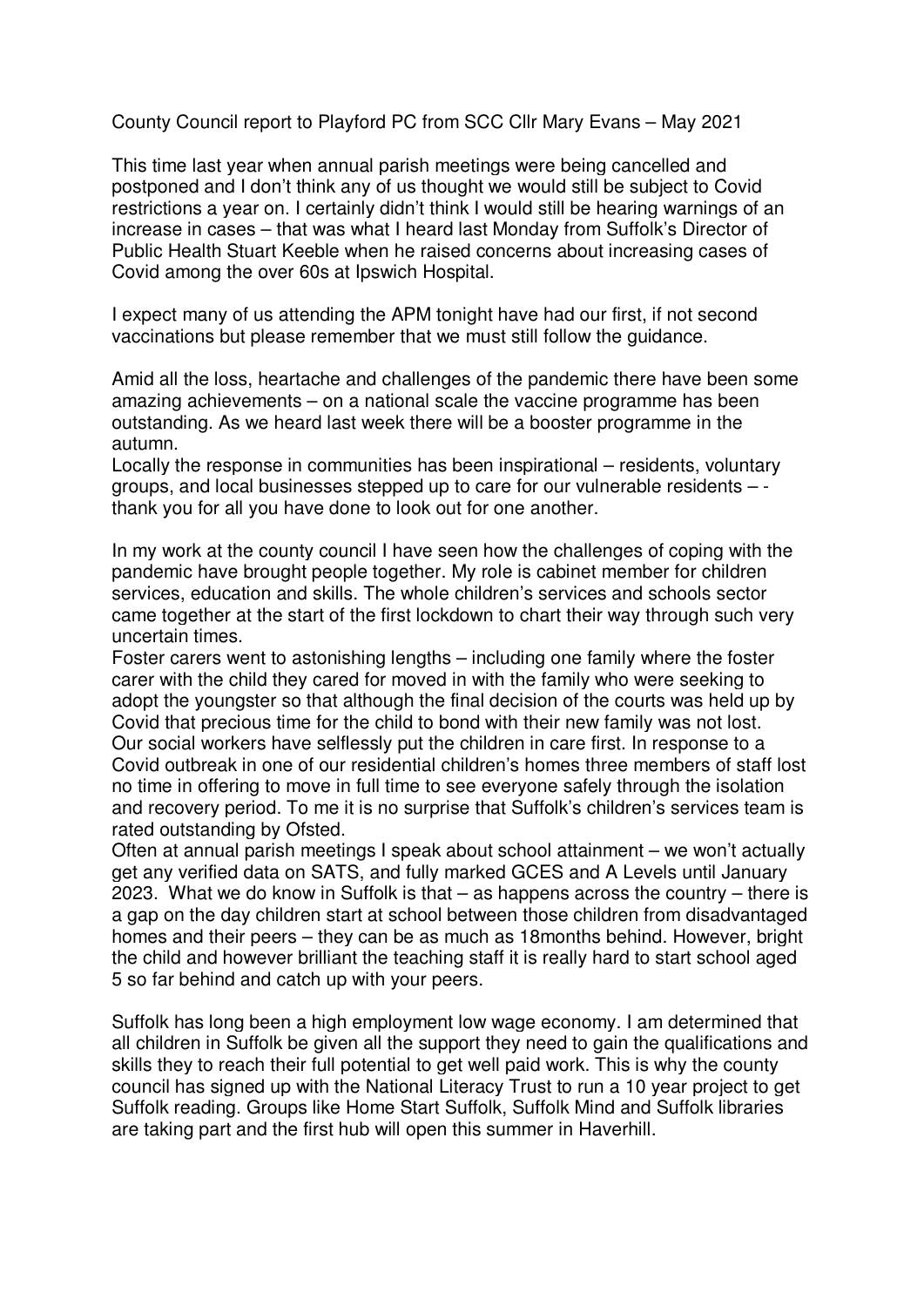County Council report to Playford PC from SCC Cllr Mary Evans – May 2021

This time last year when annual parish meetings were being cancelled and postponed and I don't think any of us thought we would still be subject to Covid restrictions a year on. I certainly didn't think I would still be hearing warnings of an increase in cases – that was what I heard last Monday from Suffolk's Director of Public Health Stuart Keeble when he raised concerns about increasing cases of Covid among the over 60s at Ipswich Hospital.

I expect many of us attending the APM tonight have had our first, if not second vaccinations but please remember that we must still follow the guidance.

Amid all the loss, heartache and challenges of the pandemic there have been some amazing achievements – on a national scale the vaccine programme has been outstanding. As we heard last week there will be a booster programme in the autumn.
Locally the response in communities has been inspirational – residents, voluntary groups, and local businesses stepped up to care for our vulnerable residents – - thank you for all you have done to look out for one another.

In my work at the county council I have seen how the challenges of coping with the pandemic have brought people together. My role is cabinet member for children services, education and skills. The whole children's services and schools sector came together at the start of the first lockdown to chart their way through such very uncertain times.
Foster carers went to astonishing lengths – including one family where the foster carer with the child they cared for moved in with the family who were seeking to adopt the youngster so that although the final decision of the courts was held up by Covid that precious time for the child to bond with their new family was not lost.
Our social workers have selflessly put the children in care first. In response to a Covid outbreak in one of our residential children's homes three members of staff lost no time in offering to move in full time to see everyone safely through the isolation and recovery period. To me it is no surprise that Suffolk's children's services team is rated outstanding by Ofsted.
Often at annual parish meetings I speak about school attainment – we won't actually get any verified data on SATS, and fully marked GCES and A Levels until January 2023. What we do know in Suffolk is that – as happens across the country – there is a gap on the day children start at school between those children from disadvantaged homes and their peers – they can be as much as 18months behind. However, bright the child and however brilliant the teaching staff it is really hard to start school aged 5 so far behind and catch up with your peers.

Suffolk has long been a high employment low wage economy. I am determined that all children in Suffolk be given all the support they need to gain the qualifications and skills they to reach their full potential to get well paid work. This is why the county council has signed up with the National Literacy Trust to run a 10 year project to get Suffolk reading. Groups like Home Start Suffolk, Suffolk Mind and Suffolk libraries are taking part and the first hub will open this summer in Haverhill.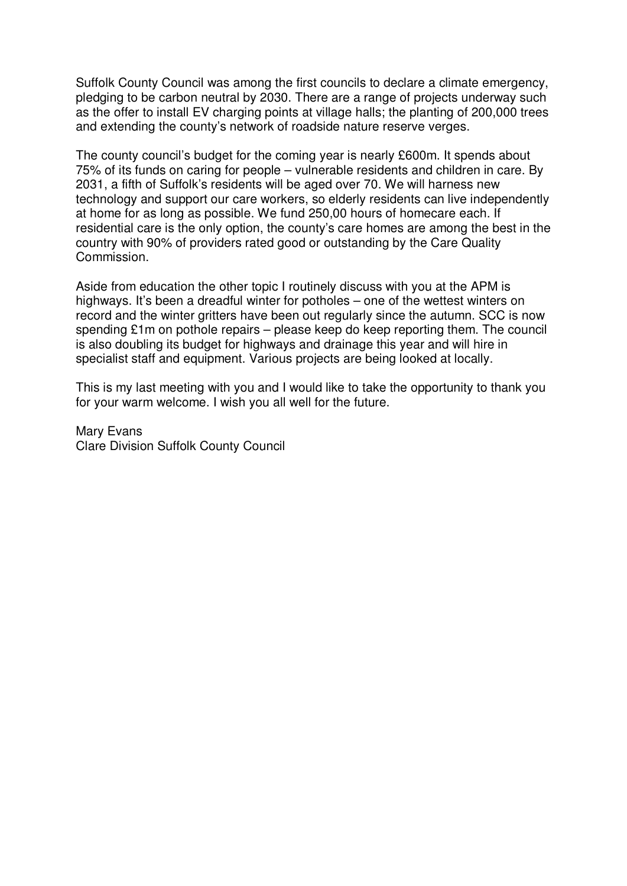Suffolk County Council was among the first councils to declare a climate emergency, pledging to be carbon neutral by 2030. There are a range of projects underway such as the offer to install EV charging points at village halls; the planting of 200,000 trees and extending the county's network of roadside nature reserve verges.

The county council's budget for the coming year is nearly £600m. It spends about 75% of its funds on caring for people – vulnerable residents and children in care. By 2031, a fifth of Suffolk's residents will be aged over 70. We will harness new technology and support our care workers, so elderly residents can live independently at home for as long as possible. We fund 250,00 hours of homecare each. If residential care is the only option, the county's care homes are among the best in the country with 90% of providers rated good or outstanding by the Care Quality Commission.

Aside from education the other topic I routinely discuss with you at the APM is highways. It's been a dreadful winter for potholes – one of the wettest winters on record and the winter gritters have been out regularly since the autumn. SCC is now spending £1m on pothole repairs – please keep do keep reporting them. The council is also doubling its budget for highways and drainage this year and will hire in specialist staff and equipment. Various projects are being looked at locally.

This is my last meeting with you and I would like to take the opportunity to thank you for your warm welcome. I wish you all well for the future.

Mary Evans
Clare Division Suffolk County Council